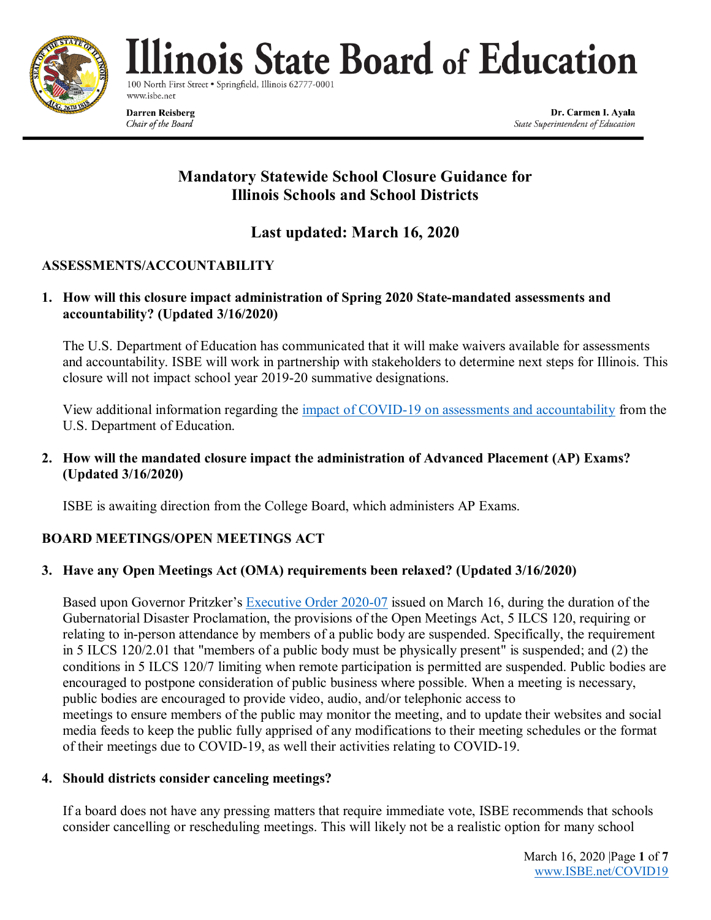# Illinois State Board of Education

100 North First Street • Springfield, Illinois 62777-0001
www.isbe.net

**Darren Reisberg**
*Chair of the Board*

**Dr. Carmen I. Ayala**
*State Superintendent of Education*

## Mandatory Statewide School Closure Guidance for Illinois Schools and School Districts

## Last updated: March 16, 2020

### ASSESSMENTS/ACCOUNTABILITY

**1. How will this closure impact administration of Spring 2020 State-mandated assessments and accountability? (Updated 3/16/2020)**

The U.S. Department of Education has communicated that it will make waivers available for assessments and accountability. ISBE will work in partnership with stakeholders to determine next steps for Illinois. This closure will not impact school year 2019-20 summative designations.

View additional information regarding the impact of COVID-19 on assessments and accountability from the U.S. Department of Education.

**2. How will the mandated closure impact the administration of Advanced Placement (AP) Exams? (Updated 3/16/2020)**

ISBE is awaiting direction from the College Board, which administers AP Exams.

### BOARD MEETINGS/OPEN MEETINGS ACT

**3. Have any Open Meetings Act (OMA) requirements been relaxed? (Updated 3/16/2020)**

Based upon Governor Pritzker's Executive Order 2020-07 issued on March 16, during the duration of the Gubernatorial Disaster Proclamation, the provisions of the Open Meetings Act, 5 ILCS 120, requiring or relating to in-person attendance by members of a public body are suspended. Specifically, the requirement in 5 ILCS 120/2.01 that "members of a public body must be physically present" is suspended; and (2) the conditions in 5 ILCS 120/7 limiting when remote participation is permitted are suspended. Public bodies are encouraged to postpone consideration of public business where possible. When a meeting is necessary, public bodies are encouraged to provide video, audio, and/or telephonic access to meetings to ensure members of the public may monitor the meeting, and to update their websites and social media feeds to keep the public fully apprised of any modifications to their meeting schedules or the format of their meetings due to COVID-19, as well their activities relating to COVID-19.

**4. Should districts consider canceling meetings?**

If a board does not have any pressing matters that require immediate vote, ISBE recommends that schools consider cancelling or rescheduling meetings. This will likely not be a realistic option for many school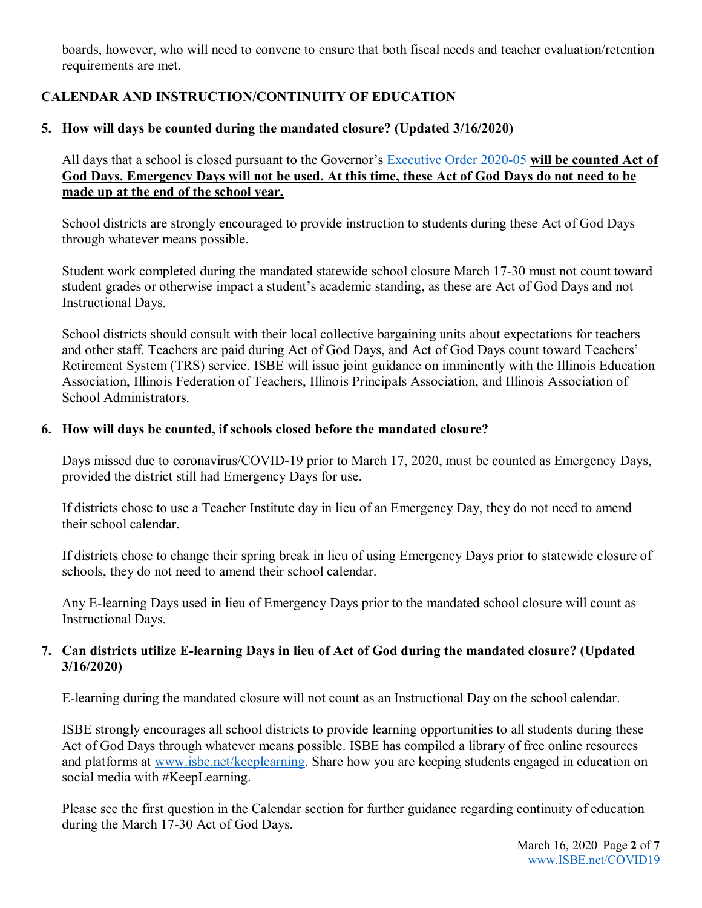boards, however, who will need to convene to ensure that both fiscal needs and teacher evaluation/retention requirements are met.

## CALENDAR AND INSTRUCTION/CONTINUITY OF EDUCATION

### 5. How will days be counted during the mandated closure? (Updated 3/16/2020)

All days that a school is closed pursuant to the Governor's [Executive Order 2020-05](#) **will be counted Act of God Days. Emergency Days will not be used. At this time, these Act of God Days do not need to be made up at the end of the school year.**

School districts are strongly encouraged to provide instruction to students during these Act of God Days through whatever means possible.

Student work completed during the mandated statewide school closure March 17-30 must not count toward student grades or otherwise impact a student's academic standing, as these are Act of God Days and not Instructional Days.

School districts should consult with their local collective bargaining units about expectations for teachers and other staff. Teachers are paid during Act of God Days, and Act of God Days count toward Teachers' Retirement System (TRS) service. ISBE will issue joint guidance on imminently with the Illinois Education Association, Illinois Federation of Teachers, Illinois Principals Association, and Illinois Association of School Administrators.

### 6. How will days be counted, if schools closed before the mandated closure?

Days missed due to coronavirus/COVID-19 prior to March 17, 2020, must be counted as Emergency Days, provided the district still had Emergency Days for use.

If districts chose to use a Teacher Institute day in lieu of an Emergency Day, they do not need to amend their school calendar.

If districts chose to change their spring break in lieu of using Emergency Days prior to statewide closure of schools, they do not need to amend their school calendar.

Any E-learning Days used in lieu of Emergency Days prior to the mandated school closure will count as Instructional Days.

### 7. Can districts utilize E-learning Days in lieu of Act of God during the mandated closure? (Updated 3/16/2020)

E-learning during the mandated closure will not count as an Instructional Day on the school calendar.

ISBE strongly encourages all school districts to provide learning opportunities to all students during these Act of God Days through whatever means possible. ISBE has compiled a library of free online resources and platforms at [www.isbe.net/keeplearning](www.isbe.net/keeplearning). Share how you are keeping students engaged in education on social media with #KeepLearning.

Please see the first question in the Calendar section for further guidance regarding continuity of education during the March 17-30 Act of God Days.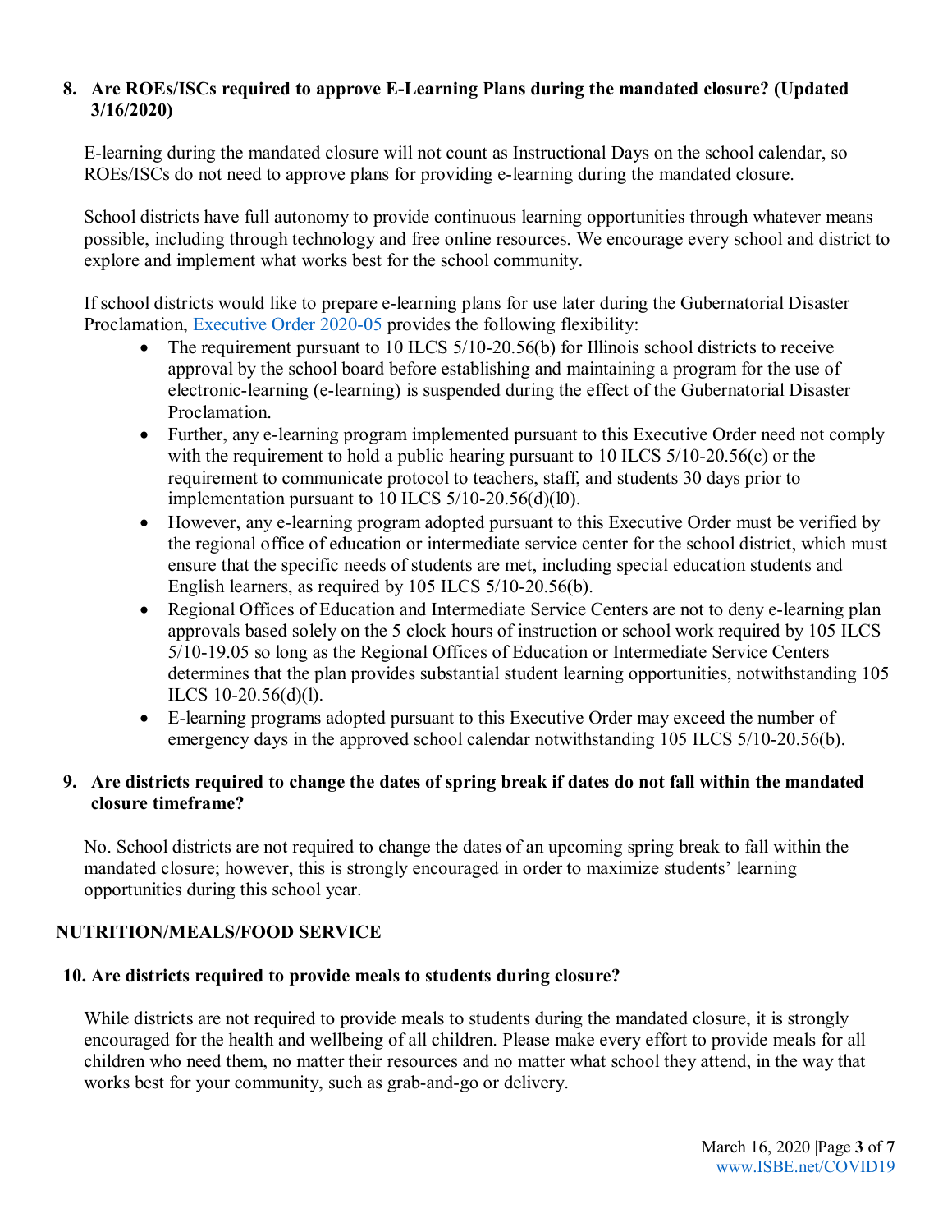**8. Are ROEs/ISCs required to approve E-Learning Plans during the mandated closure? (Updated 3/16/2020)**

E-learning during the mandated closure will not count as Instructional Days on the school calendar, so ROEs/ISCs do not need to approve plans for providing e-learning during the mandated closure.

School districts have full autonomy to provide continuous learning opportunities through whatever means possible, including through technology and free online resources. We encourage every school and district to explore and implement what works best for the school community.

If school districts would like to prepare e-learning plans for use later during the Gubernatorial Disaster Proclamation, [Executive Order 2020-05]() provides the following flexibility:

- The requirement pursuant to 10 ILCS 5/10-20.56(b) for Illinois school districts to receive approval by the school board before establishing and maintaining a program for the use of electronic-learning (e-learning) is suspended during the effect of the Gubernatorial Disaster Proclamation.
- Further, any e-learning program implemented pursuant to this Executive Order need not comply with the requirement to hold a public hearing pursuant to 10 ILCS 5/10-20.56(c) or the requirement to communicate protocol to teachers, staff, and students 30 days prior to implementation pursuant to 10 ILCS 5/10-20.56(d)(l0).
- However, any e-learning program adopted pursuant to this Executive Order must be verified by the regional office of education or intermediate service center for the school district, which must ensure that the specific needs of students are met, including special education students and English learners, as required by 105 ILCS 5/10-20.56(b).
- Regional Offices of Education and Intermediate Service Centers are not to deny e-learning plan approvals based solely on the 5 clock hours of instruction or school work required by 105 ILCS 5/10-19.05 so long as the Regional Offices of Education or Intermediate Service Centers determines that the plan provides substantial student learning opportunities, notwithstanding 105 ILCS 10-20.56(d)(l).
- E-learning programs adopted pursuant to this Executive Order may exceed the number of emergency days in the approved school calendar notwithstanding 105 ILCS 5/10-20.56(b).

**9. Are districts required to change the dates of spring break if dates do not fall within the mandated closure timeframe?**

No. School districts are not required to change the dates of an upcoming spring break to fall within the mandated closure; however, this is strongly encouraged in order to maximize students' learning opportunities during this school year.

## NUTRITION/MEALS/FOOD SERVICE

**10. Are districts required to provide meals to students during closure?**

While districts are not required to provide meals to students during the mandated closure, it is strongly encouraged for the health and wellbeing of all children. Please make every effort to provide meals for all children who need them, no matter their resources and no matter what school they attend, in the way that works best for your community, such as grab-and-go or delivery.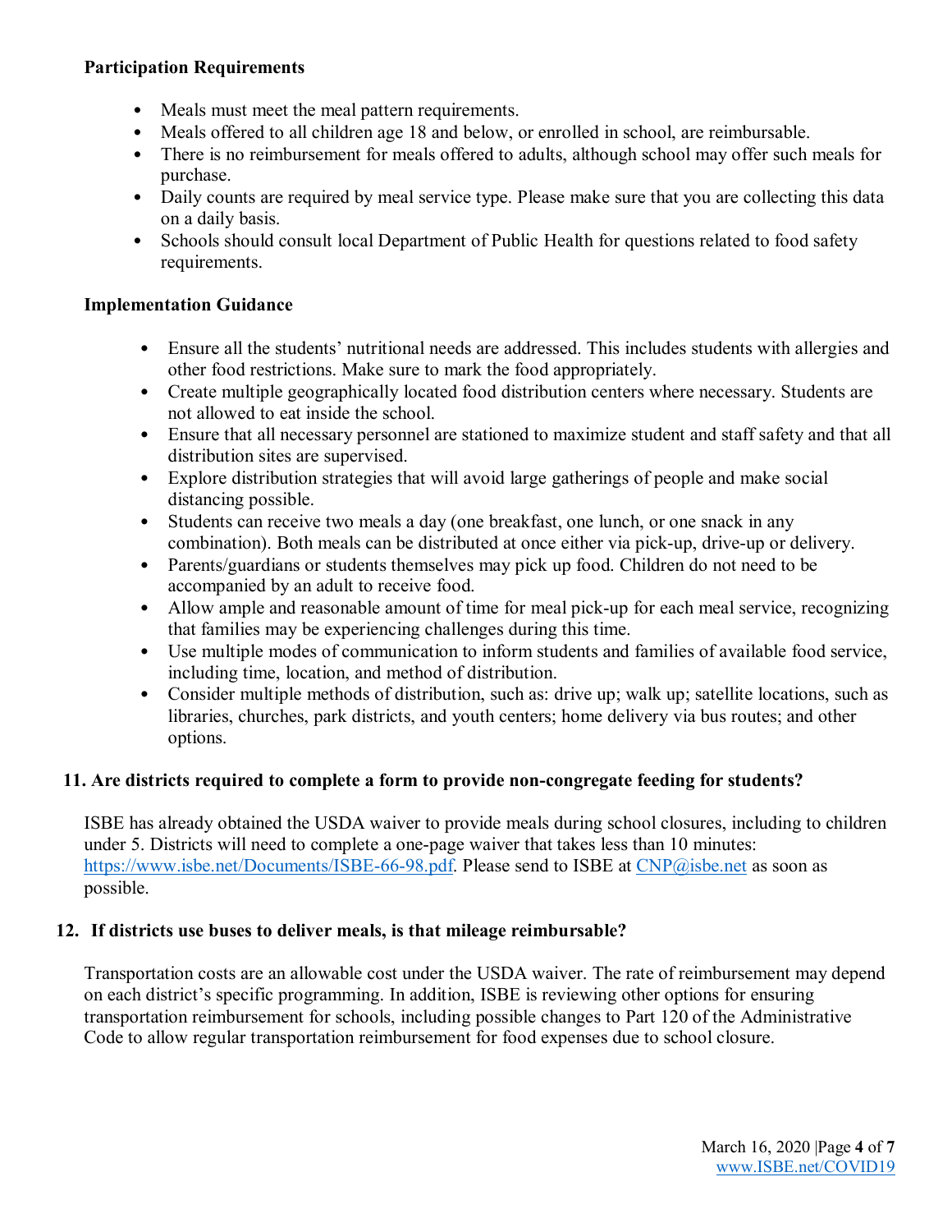**Participation Requirements**

- Meals must meet the meal pattern requirements.
- Meals offered to all children age 18 and below, or enrolled in school, are reimbursable.
- There is no reimbursement for meals offered to adults, although school may offer such meals for purchase.
- Daily counts are required by meal service type. Please make sure that you are collecting this data on a daily basis.
- Schools should consult local Department of Public Health for questions related to food safety requirements.

**Implementation Guidance**

- Ensure all the students' nutritional needs are addressed. This includes students with allergies and other food restrictions. Make sure to mark the food appropriately.
- Create multiple geographically located food distribution centers where necessary. Students are not allowed to eat inside the school.
- Ensure that all necessary personnel are stationed to maximize student and staff safety and that all distribution sites are supervised.
- Explore distribution strategies that will avoid large gatherings of people and make social distancing possible.
- Students can receive two meals a day (one breakfast, one lunch, or one snack in any combination). Both meals can be distributed at once either via pick-up, drive-up or delivery.
- Parents/guardians or students themselves may pick up food. Children do not need to be accompanied by an adult to receive food.
- Allow ample and reasonable amount of time for meal pick-up for each meal service, recognizing that families may be experiencing challenges during this time.
- Use multiple modes of communication to inform students and families of available food service, including time, location, and method of distribution.
- Consider multiple methods of distribution, such as: drive up; walk up; satellite locations, such as libraries, churches, park districts, and youth centers; home delivery via bus routes; and other options.

**11. Are districts required to complete a form to provide non-congregate feeding for students?**

ISBE has already obtained the USDA waiver to provide meals during school closures, including to children under 5. Districts will need to complete a one-page waiver that takes less than 10 minutes: [https://www.isbe.net/Documents/ISBE-66-98.pdf](https://www.isbe.net/Documents/ISBE-66-98.pdf). Please send to ISBE at [CNP@isbe.net](mailto:CNP@isbe.net) as soon as possible.

**12. If districts use buses to deliver meals, is that mileage reimbursable?**

Transportation costs are an allowable cost under the USDA waiver. The rate of reimbursement may depend on each district's specific programming. In addition, ISBE is reviewing other options for ensuring transportation reimbursement for schools, including possible changes to Part 120 of the Administrative Code to allow regular transportation reimbursement for food expenses due to school closure.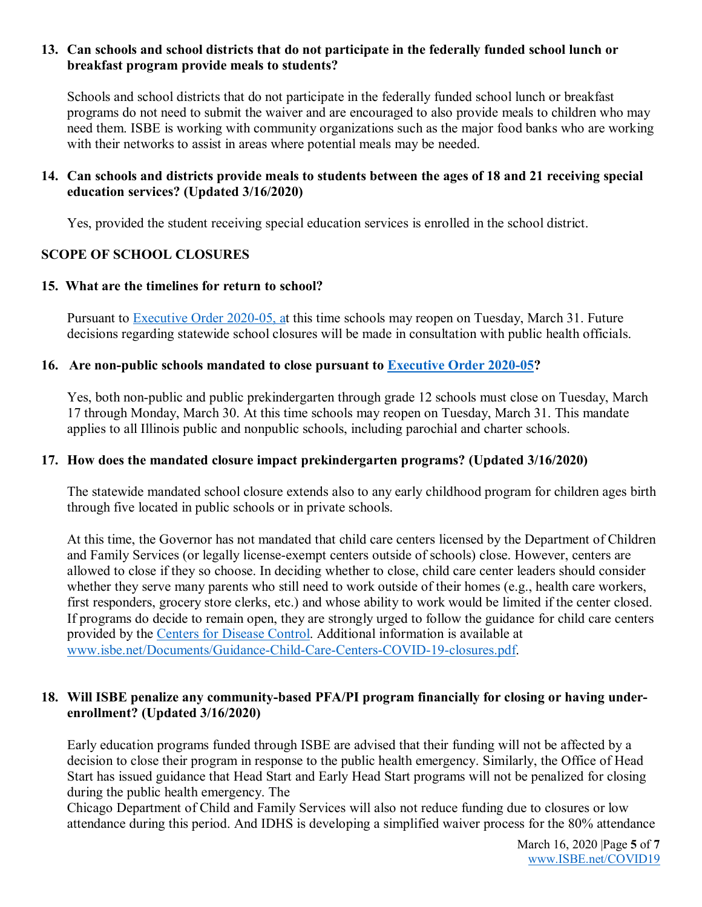**13. Can schools and school districts that do not participate in the federally funded school lunch or breakfast program provide meals to students?**

Schools and school districts that do not participate in the federally funded school lunch or breakfast programs do not need to submit the waiver and are encouraged to also provide meals to children who may need them. ISBE is working with community organizations such as the major food banks who are working with their networks to assist in areas where potential meals may be needed.

**14. Can schools and districts provide meals to students between the ages of 18 and 21 receiving special education services? (Updated 3/16/2020)**

Yes, provided the student receiving special education services is enrolled in the school district.

## SCOPE OF SCHOOL CLOSURES

**15. What are the timelines for return to school?**

Pursuant to [Executive Order 2020-05, a](#)t this time schools may reopen on Tuesday, March 31. Future decisions regarding statewide school closures will be made in consultation with public health officials.

**16. Are non-public schools mandated to close pursuant to [Executive Order 2020-05](#)?**

Yes, both non-public and public prekindergarten through grade 12 schools must close on Tuesday, March 17 through Monday, March 30. At this time schools may reopen on Tuesday, March 31. This mandate applies to all Illinois public and nonpublic schools, including parochial and charter schools.

**17. How does the mandated closure impact prekindergarten programs? (Updated 3/16/2020)**

The statewide mandated school closure extends also to any early childhood program for children ages birth through five located in public schools or in private schools.

At this time, the Governor has not mandated that child care centers licensed by the Department of Children and Family Services (or legally license-exempt centers outside of schools) close. However, centers are allowed to close if they so choose. In deciding whether to close, child care center leaders should consider whether they serve many parents who still need to work outside of their homes (e.g., health care workers, first responders, grocery store clerks, etc.) and whose ability to work would be limited if the center closed. If programs do decide to remain open, they are strongly urged to follow the guidance for child care centers provided by the [Centers for Disease Control](#). Additional information is available at [www.isbe.net/Documents/Guidance-Child-Care-Centers-COVID-19-closures.pdf](www.isbe.net/Documents/Guidance-Child-Care-Centers-COVID-19-closures.pdf).

**18. Will ISBE penalize any community-based PFA/PI program financially for closing or having under-enrollment? (Updated 3/16/2020)**

Early education programs funded through ISBE are advised that their funding will not be affected by a decision to close their program in response to the public health emergency. Similarly, the Office of Head Start has issued guidance that Head Start and Early Head Start programs will not be penalized for closing during the public health emergency. The Chicago Department of Child and Family Services will also not reduce funding due to closures or low attendance during this period. And IDHS is developing a simplified waiver process for the 80% attendance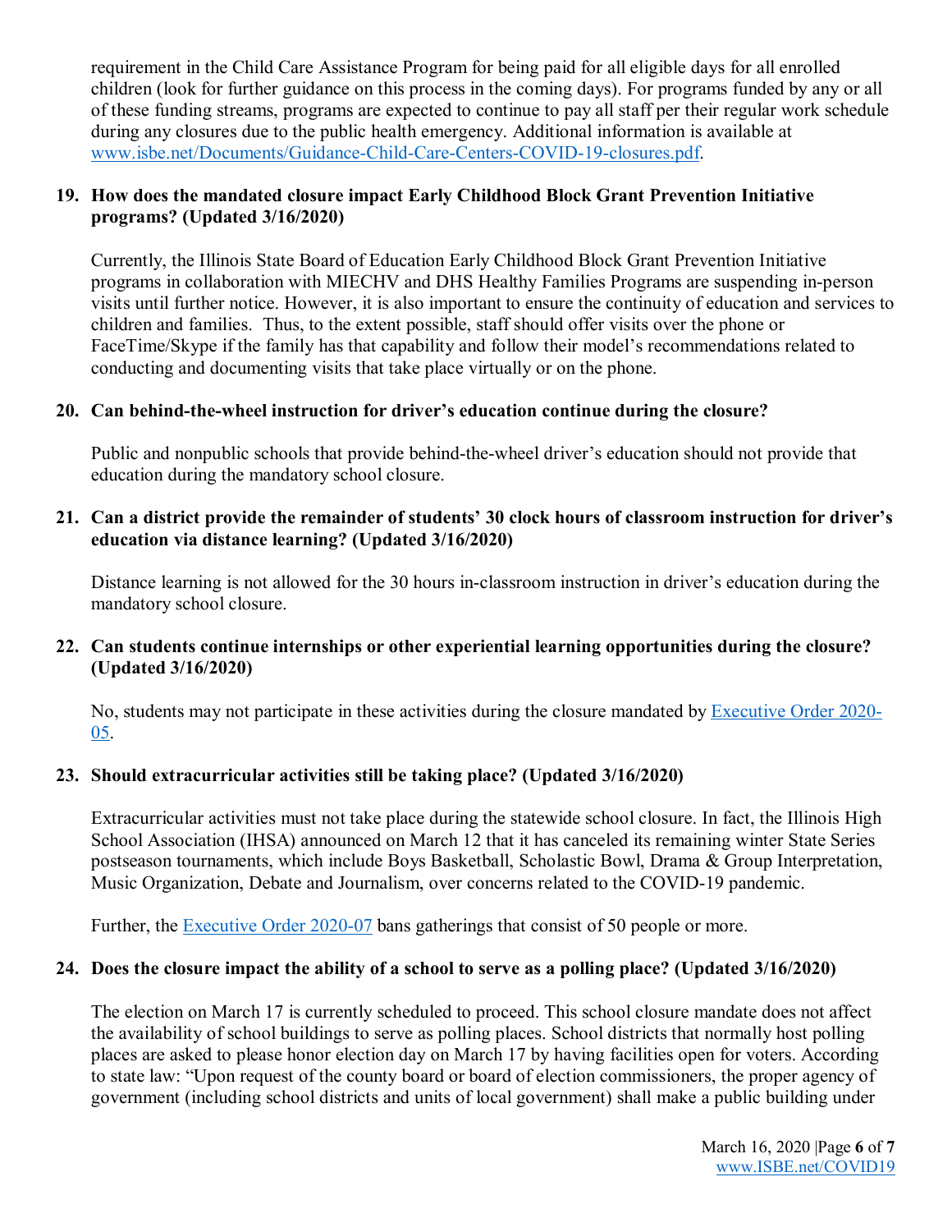requirement in the Child Care Assistance Program for being paid for all eligible days for all enrolled children (look for further guidance on this process in the coming days). For programs funded by any or all of these funding streams, programs are expected to continue to pay all staff per their regular work schedule during any closures due to the public health emergency. Additional information is available at [www.isbe.net/Documents/Guidance-Child-Care-Centers-COVID-19-closures.pdf](www.isbe.net/Documents/Guidance-Child-Care-Centers-COVID-19-closures.pdf).

**19. How does the mandated closure impact Early Childhood Block Grant Prevention Initiative programs? (Updated 3/16/2020)**

Currently, the Illinois State Board of Education Early Childhood Block Grant Prevention Initiative programs in collaboration with MIECHV and DHS Healthy Families Programs are suspending in-person visits until further notice. However, it is also important to ensure the continuity of education and services to children and families. Thus, to the extent possible, staff should offer visits over the phone or FaceTime/Skype if the family has that capability and follow their model's recommendations related to conducting and documenting visits that take place virtually or on the phone.

**20. Can behind-the-wheel instruction for driver's education continue during the closure?**

Public and nonpublic schools that provide behind-the-wheel driver's education should not provide that education during the mandatory school closure.

**21. Can a district provide the remainder of students' 30 clock hours of classroom instruction for driver's education via distance learning? (Updated 3/16/2020)**

Distance learning is not allowed for the 30 hours in-classroom instruction in driver's education during the mandatory school closure.

**22. Can students continue internships or other experiential learning opportunities during the closure? (Updated 3/16/2020)**

No, students may not participate in these activities during the closure mandated by Executive Order 2020-05.

**23. Should extracurricular activities still be taking place? (Updated 3/16/2020)**

Extracurricular activities must not take place during the statewide school closure. In fact, the Illinois High School Association (IHSA) announced on March 12 that it has canceled its remaining winter State Series postseason tournaments, which include Boys Basketball, Scholastic Bowl, Drama & Group Interpretation, Music Organization, Debate and Journalism, over concerns related to the COVID-19 pandemic.

Further, the Executive Order 2020-07 bans gatherings that consist of 50 people or more.

**24. Does the closure impact the ability of a school to serve as a polling place? (Updated 3/16/2020)**

The election on March 17 is currently scheduled to proceed. This school closure mandate does not affect the availability of school buildings to serve as polling places. School districts that normally host polling places are asked to please honor election day on March 17 by having facilities open for voters. According to state law: "Upon request of the county board or board of election commissioners, the proper agency of government (including school districts and units of local government) shall make a public building under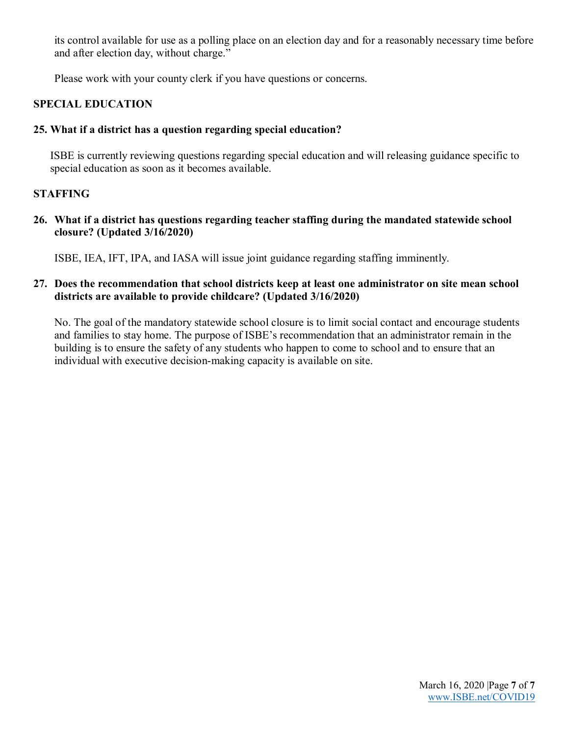its control available for use as a polling place on an election day and for a reasonably necessary time before and after election day, without charge."

Please work with your county clerk if you have questions or concerns.

## SPECIAL EDUCATION

### 25. What if a district has a question regarding special education?

ISBE is currently reviewing questions regarding special education and will releasing guidance specific to special education as soon as it becomes available.

## STAFFING

### 26. What if a district has questions regarding teacher staffing during the mandated statewide school closure? (Updated 3/16/2020)

ISBE, IEA, IFT, IPA, and IASA will issue joint guidance regarding staffing imminently.

### 27. Does the recommendation that school districts keep at least one administrator on site mean school districts are available to provide childcare? (Updated 3/16/2020)

No. The goal of the mandatory statewide school closure is to limit social contact and encourage students and families to stay home. The purpose of ISBE's recommendation that an administrator remain in the building is to ensure the safety of any students who happen to come to school and to ensure that an individual with executive decision-making capacity is available on site.